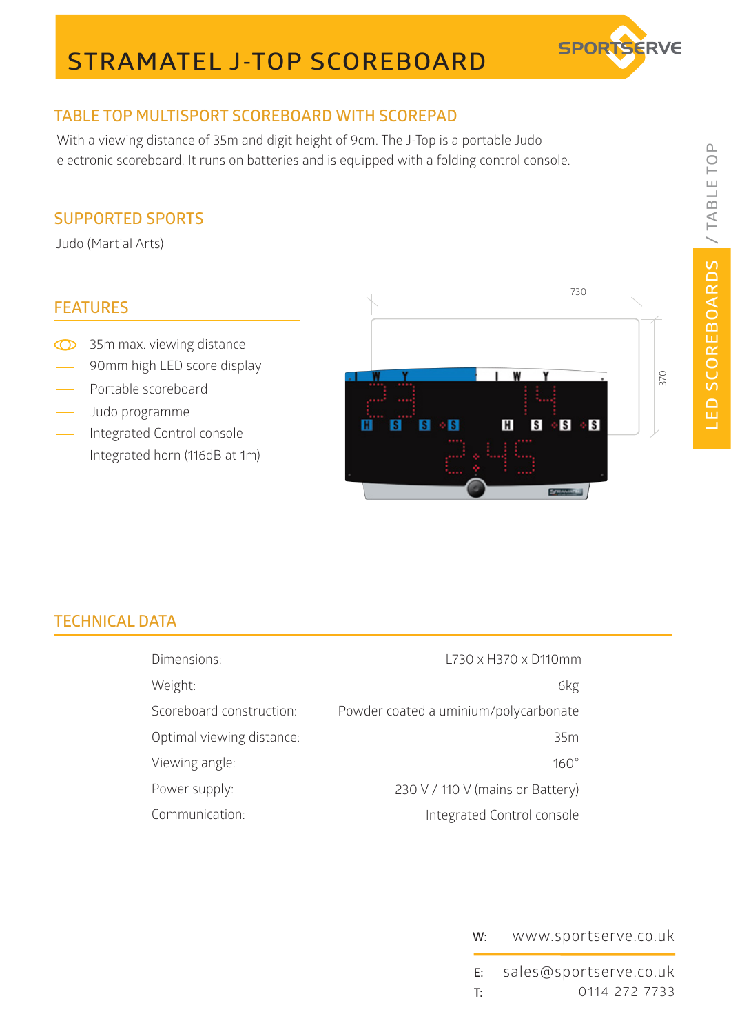# STRAMATEL J-TOP SCOREBOARD

## TABLE TOP MULTISPORT SCOREBOARD WITH SCOREPAD

With a viewing distance of 35m and digit height of 9cm. The J-Top is a portable Judo electronic scoreboard. It runs on batteries and is equipped with a folding control console.

## SUPPORTED SPORTS

Judo (Martial Arts)

## FEATURES

- 35m max. viewing distance
- 90mm high LED score display
- Portable scoreboard
- Judo programme
- Integrated Control console
- Integrated horn (116dB at 1m)

## TECHNICAL DATA

| | |
|---|---|
| Dimensions: | L730 x H370 x D110mm |
| Weight: | 6kg |
| Scoreboard construction: | Powder coated aluminium/polycarbonate |
| Optimal viewing distance: | 35m |
| Viewing angle: | 160° |
| Power supply: | 230 V / 110 V (mains or Battery) |
| Communication: | Integrated Control console |

W: www.sportserve.co.uk

E: sales@sportserve.co.uk

T: 0114 272 7733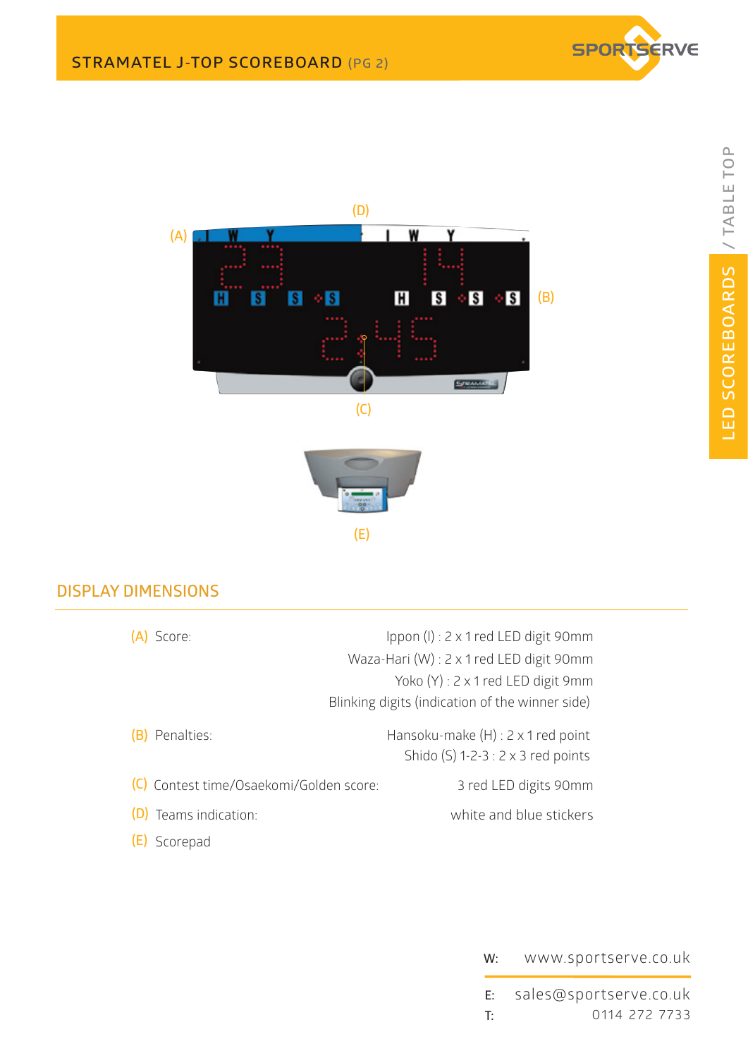# STRAMATEL J-TOP SCOREBOARD (PG 2)

(D)

(A)

(B)

(C)

(E)

## DISPLAY DIMENSIONS

| | | |
|---|---|---|
| (A) | Score: | Ippon (I) : 2 x 1 red LED digit 90mm<br>Waza-Hari (W) : 2 x 1 red LED digit 90mm<br>Yoko (Y) : 2 x 1 red LED digit 9mm<br>Blinking digits (indication of the winner side) |
| (B) | Penalties: | Hansoku-make (H) : 2 x 1 red point<br>Shido (S) 1-2-3 : 2 x 3 red points |
| (C) | Contest time/Osaekomi/Golden score: | 3 red LED digits 90mm |
| (D) | Teams indication: | white and blue stickers |
| (E) | Scorepad | |

W: www.sportserve.co.uk

E: sales@sportserve.co.uk

T: 0114 272 7733